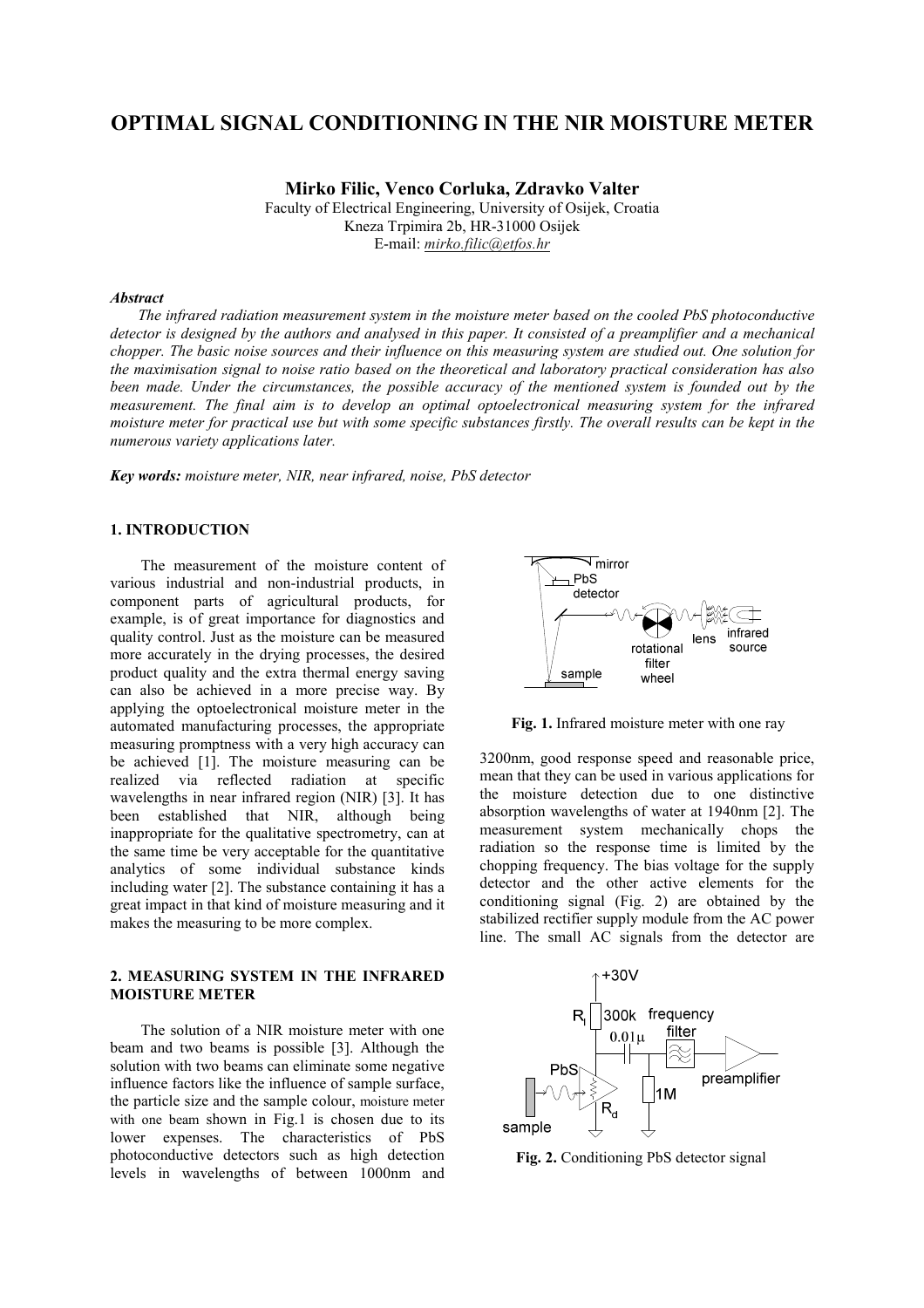# OPTIMAL SIGNAL CONDITIONING IN THE NIR MOISTURE METER

**Mirko Filic, Venco Corluka, Zdravko Valter**

Faculty of Electrical Engineering, University of Osijek, Croatia
Kneza Trpimira 2b, HR-31000 Osijek
E-mail: *mirko.filic@etfos.hr*

***Abstract***

*The infrared radiation measurement system in the moisture meter based on the cooled PbS photoconductive detector is designed by the authors and analysed in this paper. It consisted of a preamplifier and a mechanical chopper. The basic noise sources and their influence on this measuring system are studied out. One solution for the maximisation signal to noise ratio based on the theoretical and laboratory practical consideration has also been made. Under the circumstances, the possible accuracy of the mentioned system is founded out by the measurement. The final aim is to develop an optimal optoelectronical measuring system for the infrared moisture meter for practical use but with some specific substances firstly. The overall results can be kept in the numerous variety applications later.*

***Key words:*** *moisture meter, NIR, near infrared, noise, PbS detector*

## 1. INTRODUCTION

The measurement of the moisture content of various industrial and non-industrial products, in component parts of agricultural products, for example, is of great importance for diagnostics and quality control. Just as the moisture can be measured more accurately in the drying processes, the desired product quality and the extra thermal energy saving can also be achieved in a more precise way. By applying the optoelectronical moisture meter in the automated manufacturing processes, the appropriate measuring promptness with a very high accuracy can be achieved [1]. The moisture measuring can be realized via reflected radiation at specific wavelengths in near infrared region (NIR) [3]. It has been established that NIR, although being inappropriate for the qualitative spectrometry, can at the same time be very acceptable for the quantitative analytics of some individual substance kinds including water [2]. The substance containing it has a great impact in that kind of moisture measuring and it makes the measuring to be more complex.

## 2. MEASURING SYSTEM IN THE INFRARED MOISTURE METER

The solution of a NIR moisture meter with one beam and two beams is possible [3]. Although the solution with two beams can eliminate some negative influence factors like the influence of sample surface, the particle size and the sample colour, moisture meter with one beam shown in Fig.1 is chosen due to its lower expenses. The characteristics of PbS photoconductive detectors such as high detection levels in wavelengths of between 1000nm and 3200nm, good response speed and reasonable price, mean that they can be used in various applications for the moisture detection due to one distinctive absorption wavelengths of water at 1940nm [2]. The measurement system mechanically chops the radiation so the response time is limited by the chopping frequency. The bias voltage for the supply detector and the other active elements for the conditioning signal (Fig. 2) are obtained by the stabilized rectifier supply module from the AC power line. The small AC signals from the detector are

**Fig. 1.** Infrared moisture meter with one ray

**Fig. 2.** Conditioning PbS detector signal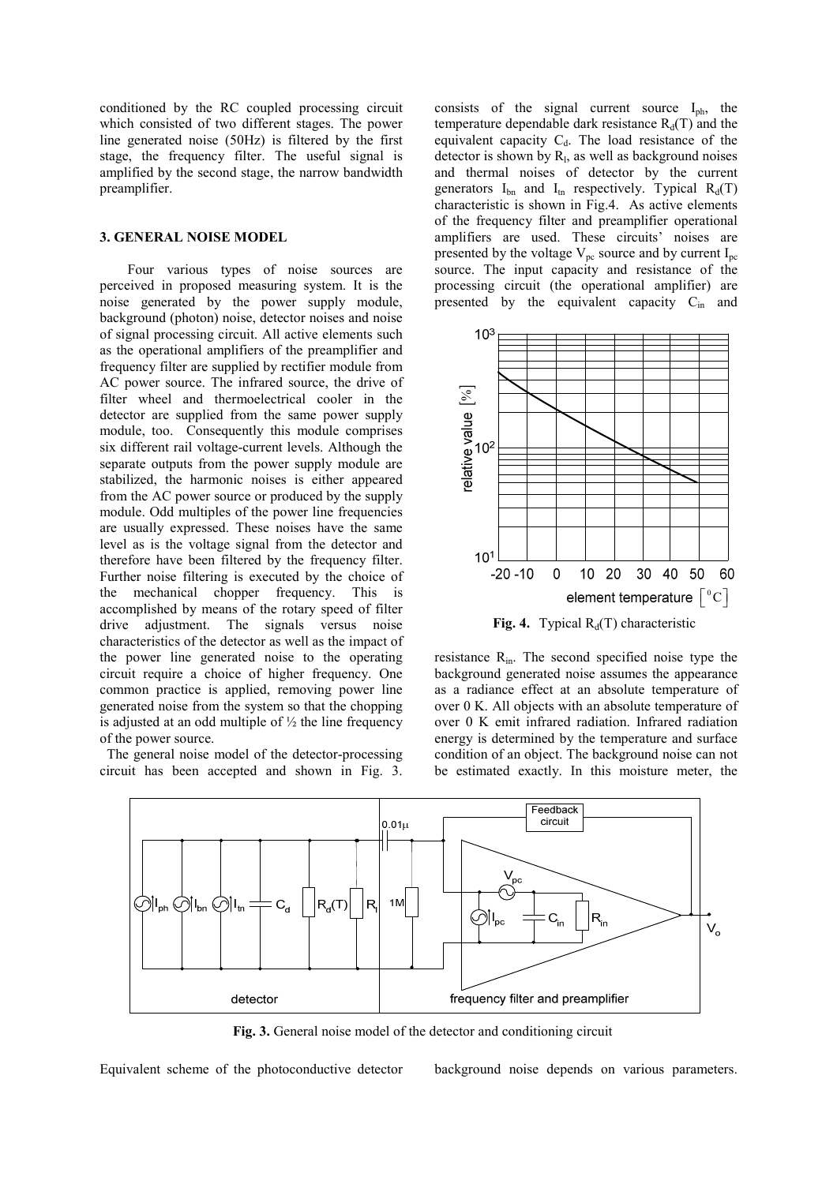conditioned by the RC coupled processing circuit which consisted of two different stages. The power line generated noise (50Hz) is filtered by the first stage, the frequency filter. The useful signal is amplified by the second stage, the narrow bandwidth preamplifier.

### 3. GENERAL NOISE MODEL

Four various types of noise sources are perceived in proposed measuring system. It is the noise generated by the power supply module, background (photon) noise, detector noises and noise of signal processing circuit. All active elements such as the operational amplifiers of the preamplifier and frequency filter are supplied by rectifier module from AC power source. The infrared source, the drive of filter wheel and thermoelectrical cooler in the detector are supplied from the same power supply module, too. Consequently this module comprises six different rail voltage-current levels. Although the separate outputs from the power supply module are stabilized, the harmonic noises is either appeared from the AC power source or produced by the supply module. Odd multiples of the power line frequencies are usually expressed. These noises have the same level as is the voltage signal from the detector and therefore have been filtered by the frequency filter. Further noise filtering is executed by the choice of the mechanical chopper frequency. This is accomplished by means of the rotary speed of filter drive adjustment. The signals versus noise characteristics of the detector as well as the impact of the power line generated noise to the operating circuit require a choice of higher frequency. One common practice is applied, removing power line generated noise from the system so that the chopping is adjusted at an odd multiple of ½ the line frequency of the power source.

The general noise model of the detector-processing circuit has been accepted and shown in Fig. 3. Equivalent scheme of the photoconductive detector consists of the signal current source $I_{ph}$, the temperature dependable dark resistance $R_d(T)$ and the equivalent capacity $C_d$. The load resistance of the detector is shown by $R_l$, as well as background noises and thermal noises of detector by the current generators $I_{bn}$ and $I_{tn}$ respectively. Typical $R_d(T)$ characteristic is shown in Fig.4. As active elements of the frequency filter and preamplifier operational amplifiers are used. These circuits' noises are presented by the voltage $V_{pc}$ source and by current $I_{pc}$ source. The input capacity and resistance of the processing circuit (the operational amplifier) are presented by the equivalent capacity $C_{in}$ and resistance $R_{in}$. The second specified noise type the background generated noise assumes the appearance as a radiance effect at an absolute temperature of over 0 K. All objects with an absolute temperature of over 0 K emit infrared radiation. Infrared radiation energy is determined by the temperature and surface condition of an object. The background noise can not be estimated exactly. In this moisture meter, the background noise depends on various parameters.

**Fig. 4.** Typical $R_d(T)$ characteristic

**Fig. 3.** General noise model of the detector and conditioning circuit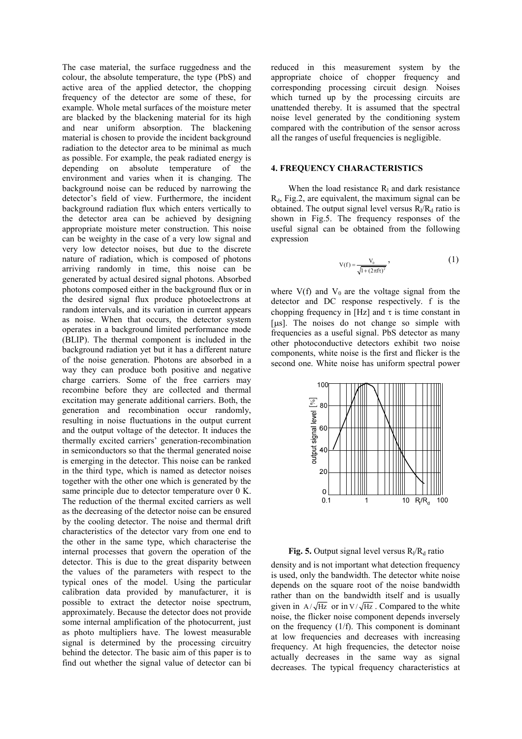The case material, the surface ruggedness and the colour, the absolute temperature, the type (PbS) and active area of the applied detector, the chopping frequency of the detector are some of these, for example. Whole metal surfaces of the moisture meter are blacked by the blackening material for its high and near uniform absorption. The blackening material is chosen to provide the incident background radiation to the detector area to be minimal as much as possible. For example, the peak radiated energy is depending on absolute temperature of the environment and varies when it is changing. The background noise can be reduced by narrowing the detector's field of view. Furthermore, the incident background radiation flux which enters vertically to the detector area can be achieved by designing appropriate moisture meter construction. This noise can be weighty in the case of a very low signal and very low detector noises, but due to the discrete nature of radiation, which is composed of photons arriving randomly in time, this noise can be generated by actual desired signal photons. Absorbed photons composed either in the background flux or in the desired signal flux produce photoelectrons at random intervals, and its variation in current appears as noise. When that occurs, the detector system operates in a background limited performance mode (BLIP). The thermal component is included in the background radiation yet but it has a different nature of the noise generation. Photons are absorbed in a way they can produce both positive and negative charge carriers. Some of the free carriers may recombine before they are collected and thermal excitation may generate additional carriers. Both, the generation and recombination occur randomly, resulting in noise fluctuations in the output current and the output voltage of the detector. It induces the thermally excited carriers' generation-recombination in semiconductors so that the thermal generated noise is emerging in the detector. This noise can be ranked in the third type, which is named as detector noises together with the other one which is generated by the same principle due to detector temperature over 0 K. The reduction of the thermal excited carriers as well as the decreasing of the detector noise can be ensured by the cooling detector. The noise and thermal drift characteristics of the detector vary from one end to the other in the same type, which characterise the internal processes that govern the operation of the detector. This is due to the great disparity between the values of the parameters with respect to the typical ones of the model. Using the particular calibration data provided by manufacturer, it is possible to extract the detector noise spectrum, approximately. Because the detector does not provide some internal amplification of the photocurrent, just as photo multipliers have. The lowest measurable signal is determined by the processing circuitry behind the detector. The basic aim of this paper is to find out whether the signal value of detector can bi reduced in this measurement system by the appropriate choice of chopper frequency and corresponding processing circuit design. Noises which turned up by the processing circuits are unattended thereby. It is assumed that the spectral noise level generated by the conditioning system compared with the contribution of the sensor across all the ranges of useful frequencies is negligible.

## 4. FREQUENCY CHARACTERISTICS

When the load resistance $R_l$ and dark resistance $R_d$, Fig.2, are equivalent, the maximum signal can be obtained. The output signal level versus $R_l/R_d$ ratio is shown in Fig.5. The frequency responses of the useful signal can be obtained from the following expression

$$V(f) = \frac{V_0}{\sqrt{1+(2\pi f\tau)^2}}, \tag{1}$$

where $V(f)$ and $V_0$ are the voltage signal from the detector and DC response respectively. f is the chopping frequency in [Hz] and $\tau$ is time constant in [μs]. The noises do not change so simple with frequencies as a useful signal. PbS detector as many other photoconductive detectors exhibit two noise components, white noise is the first and flicker is the second one. White noise has uniform spectral power density and is not important what detection frequency is used, only the bandwidth. The detector white noise depends on the square root of the noise bandwidth rather than on the bandwidth itself and is usually given in $A/\sqrt{Hz}$ or in $V/\sqrt{Hz}$. Compared to the white noise, the flicker noise component depends inversely on the frequency (1/f). This component is dominant at low frequencies and decreases with increasing frequency. At high frequencies, the detector noise actually decreases in the same way as signal decreases. The typical frequency characteristics at

output signal level [%]
100
80
60
40
20
0
0.1
1
10
$R_l/R_d$
100

**Fig. 5.** Output signal level versus $R_l/R_d$ ratio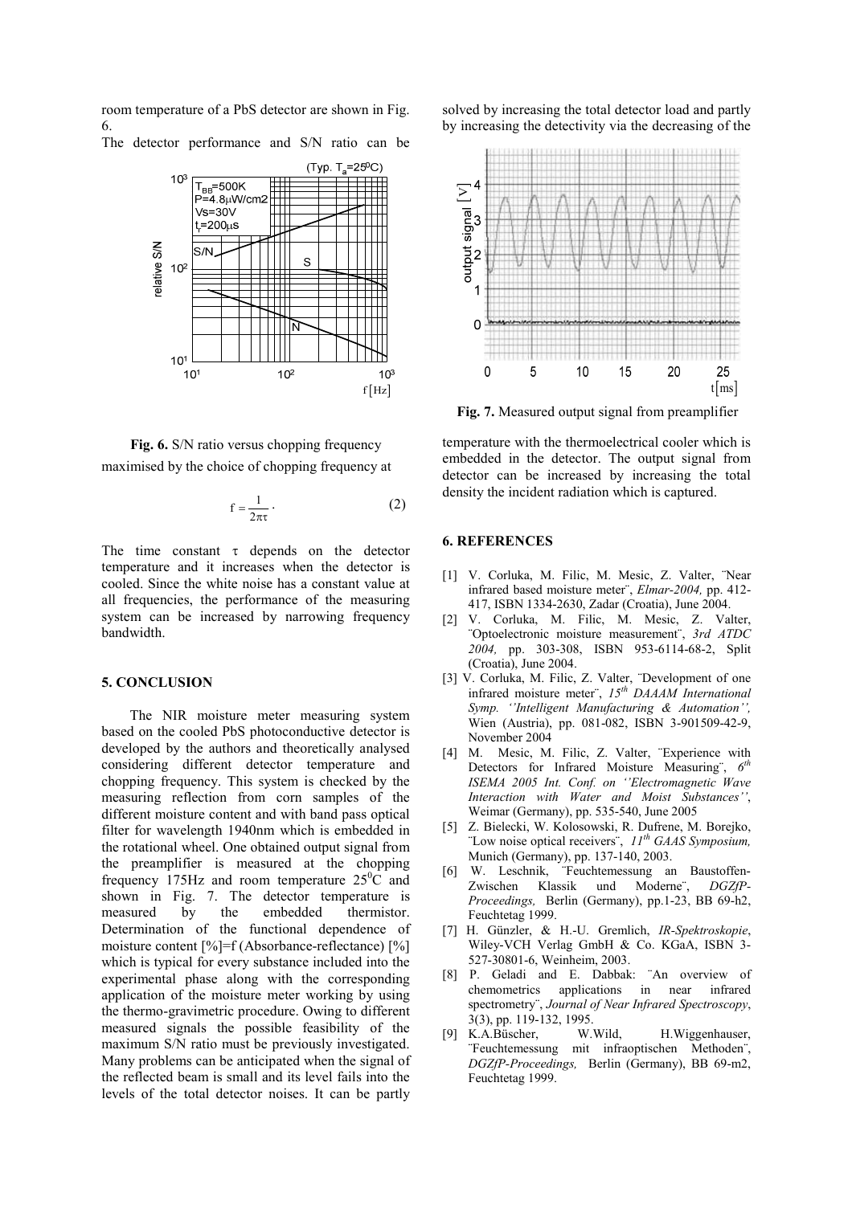room temperature of a PbS detector are shown in Fig. 6.

The detector performance and S/N ratio can be

(Typ. $T_a$=25$^0$C)

$T_{BB}$=500K
P=4.8μW/cm2
Vs=30V
$t_r$=200μs

relative S/N

S/N

S

N

$10^3$

$10^2$

$10^1$

$10^1$ $10^2$ $10^3$

f[Hz]

**Fig. 6.** S/N ratio versus chopping frequency

maximised by the choice of chopping frequency at

$$f = \frac{1}{2\pi\tau} \cdot \tag{2}$$

The time constant τ depends on the detector temperature and it increases when the detector is cooled. Since the white noise has a constant value at all frequencies, the performance of the measuring system can be increased by narrowing frequency bandwidth.

## 5. CONCLUSION

The NIR moisture meter measuring system based on the cooled PbS photoconductive detector is developed by the authors and theoretically analysed considering different detector temperature and chopping frequency. This system is checked by the measuring reflection from corn samples of the different moisture content and with band pass optical filter for wavelength 1940nm which is embedded in the rotational wheel. One obtained output signal from the preamplifier is measured at the chopping frequency 175Hz and room temperature 25$^0$C and shown in Fig. 7. The detector temperature is measured by the embedded thermistor. Determination of the functional dependence of moisture content [%]=f (Absorbance-reflectance) [%] which is typical for every substance included into the experimental phase along with the corresponding application of the moisture meter working by using the thermo-gravimetric procedure. Owing to different measured signals the possible feasibility of the maximum S/N ratio must be previously investigated. Many problems can be anticipated when the signal of the reflected beam is small and its level fails into the levels of the total detector noises. It can be partly solved by increasing the total detector load and partly by increasing the detectivity via the decreasing of the

output signal [V]

4

3

2

1

0

0 5 10 15 20 25

t[ms]

**Fig. 7.** Measured output signal from preamplifier

temperature with the thermoelectrical cooler which is embedded in the detector. The output signal from detector can be increased by increasing the total density the incident radiation which is captured.

## 6. REFERENCES

[1] V. Corluka, M. Filic, M. Mesic, Z. Valter, ¨Near infrared based moisture meter¨, *Elmar-2004,* pp. 412-417, ISBN 1334-2630, Zadar (Croatia), June 2004.

[2] V. Corluka, M. Filic, M. Mesic, Z. Valter, ¨Optoelectronic moisture measurement¨, *3rd ATDC 2004,* pp. 303-308, ISBN 953-6114-68-2, Split (Croatia), June 2004.

[3] V. Corluka, M. Filic, Z. Valter, ¨Development of one infrared moisture meter¨, *15th DAAAM International Symp. ''Intelligent Manufacturing & Automation'',* Wien (Austria), pp. 081-082, ISBN 3-901509-42-9, November 2004

[4] M. Mesic, M. Filic, Z. Valter, ¨Experience with Detectors for Infrared Moisture Measuring¨, *6th ISEMA 2005 Int. Conf. on ''Electromagnetic Wave Interaction with Water and Moist Substances''*, Weimar (Germany), pp. 535-540, June 2005

[5] Z. Bielecki, W. Kolosowski, R. Dufrene, M. Borejko, ¨Low noise optical receivers¨, *11th GAAS Symposium,* Munich (Germany), pp. 137-140, 2003.

[6] W. Leschnik, ¨Feuchtemessung an Baustoffen-Zwischen Klassik und Moderne¨, *DGZfP-Proceedings,* Berlin (Germany), pp.1-23, BB 69-h2, Feuchtetag 1999.

[7] H. Günzler, & H.-U. Gremlich, *IR-Spektroskopie*, Wiley-VCH Verlag GmbH & Co. KGaA, ISBN 3-527-30801-6, Weinheim, 2003.

[8] P. Geladi and E. Dabbak: ¨An overview of chemometrics applications in near infrared spectrometry¨, *Journal of Near Infrared Spectroscopy*, 3(3), pp. 119-132, 1995.

[9] K.A.Büscher, W.Wild, H.Wiggenhauser, ¨Feuchtemessung mit infraoptischen Methoden¨, *DGZfP-Proceedings,* Berlin (Germany), BB 69-m2, Feuchtetag 1999.